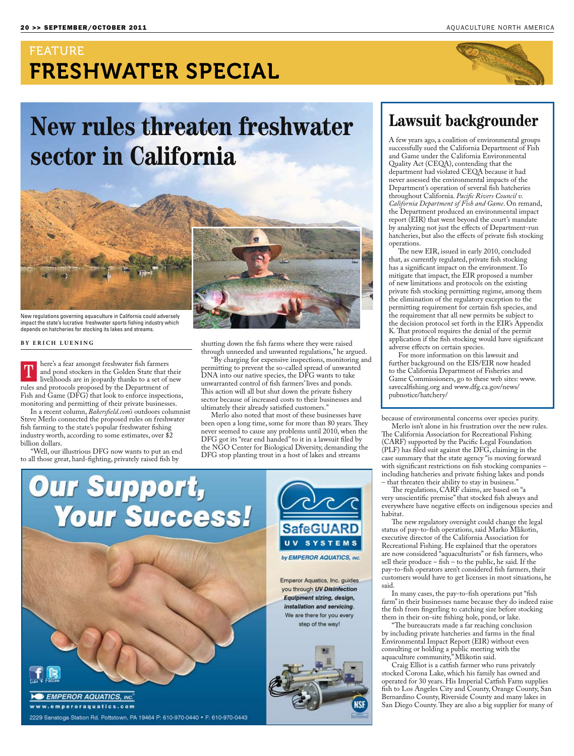## FEATURE
# FRESHWATER SPECIAL

# New rules threaten freshwater sector in California

New regulations governing aquaculture in California could adversely impact the state's lucrative freshwater sports fishing industry which depends on hatcheries for stocking its lakes and streams.

**BY ERICH LUENING**

There's a fear amongst freshwater fish farmers and pond stockers in the Golden State that their livelihoods are in jeopardy thanks to a set of new rules and protocols proposed by the Department of Fish and Game (DFG) that look to enforce inspections, monitoring and permitting of their private businesses.

In a recent column, *Bakersfield.com's* outdoors columnist Steve Merlo connected the proposed rules on freshwater fish farming to the state's popular freshwater fishing industry worth, according to some estimates, over $2 billion dollars.

"Well, our illustrious DFG now wants to put an end to all those great, hard-fighting, privately raised fish by shutting down the fish farms where they were raised through unneeded and unwanted regulations," he argued.

"By charging for expensive inspections, monitoring and permitting to prevent the so-called spread of unwanted DNA into our native species, the DFG wants to take unwarranted control of fish farmers' lives and ponds. This action will all but shut down the private fishery sector because of increased costs to their businesses and ultimately their already satisfied customers."

Merlo also noted that most of these businesses have been open a long time, some for more than 80 years. They never seemed to cause any problems until 2010, when the DFG got its "rear end handed" to it in a lawsuit filed by the NGO Center for Biological Diversity, demanding the DFG stop planting trout in a host of lakes and streams because of environmental concerns over species purity.

Merlo isn't alone in his frustration over the new rules. The California Association for Recreational Fishing (CARF) supported by the Pacific Legal Foundation (PLF) has filed suit against the DFG, claiming in the case summary that the state agency "is moving forward with significant restrictions on fish stocking companies – including hatcheries and private fishing lakes and ponds – that threaten their ability to stay in business."

The regulations, CARF claims, are based on "a very unscientific premise" that stocked fish always and everywhere have negative effects on indigenous species and habitat.

The new regulatory oversight could change the legal status of pay-to-fish operations, said Marko Mlikotin, executive director of the California Association for Recreational Fishing. He explained that the operators are now considered "aquaculturists" or fish farmers, who sell their produce – fish – to the public, he said. If the pay-to-fish operators aren't considered fish farmers, their customers would have to get licenses in most situations, he said.

In many cases, the pay-to-fish operations put "fish farm" in their businesses name because they do indeed raise the fish from fingerling to catching size before stocking them in their on-site fishing hole, pond, or lake.

"The bureaucrats made a far reaching conclusion by including private hatcheries and farms in the final Environmental Impact Report (EIR) without even consulting or holding a public meeting with the aquaculture community," Mlikotin said.

Craig Elliot is a catfish farmer who runs privately stocked Corona Lake, which his family has owned and operated for 30 years. His Imperial Catfish Farm supplies fish to Los Angeles City and County, Orange County, San Bernardino County, Riverside County and many lakes in San Diego County. They are also a big supplier for many of

## Lawsuit backgrounder

A few years ago, a coalition of environmental groups successfully sued the California Department of Fish and Game under the California Environmental Quality Act (CEQA), contending that the department had violated CEQA because it had never assessed the environmental impacts of the Department's operation of several fish hatcheries throughout California. *Pacific Rivers Council v. California Department of Fish and Game.* On remand, the Department produced an environmental impact report (EIR) that went beyond the court's mandate by analyzing not just the effects of Department-run hatcheries, but also the effects of private fish stocking operations.

The new EIR, issued in early 2010, concluded that, as currently regulated, private fish stocking has a significant impact on the environment. To mitigate that impact, the EIR proposed a number of new limitations and protocols on the existing private fish stocking permitting regime, among them the elimination of the regulatory exception to the permitting requirement for certain fish species, and the requirement that all new permits be subject to the decision protocol set forth in the EIR's Appendix K. That protocol requires the denial of the permit application if the fish stocking would have significant adverse effects on certain species.

For more information on this lawsuit and further background on the EIS/EIR now headed to the California Department of Fisheries and Game Commissioners, go to these web sites: www.savecalfishing.org and www.dfg.ca.gov/news/pubnotice/hatchery/

**Our Support, Your Success!**

SafeGUARD UV SYSTEMS by EMPEROR AQUATICS, INC.

Emperor Aquatics, Inc. guides you through *UV Disinfection Equipment sizing, design, installation and servicing.* We are there for you every step of the way!

Like & Follow

EMPEROR AQUATICS, INC.
www.emperoraquatics.com
2229 Sanatoga Station Rd. Pottstown, PA 19464 P: 610-970-0440 • F: 610-970-0443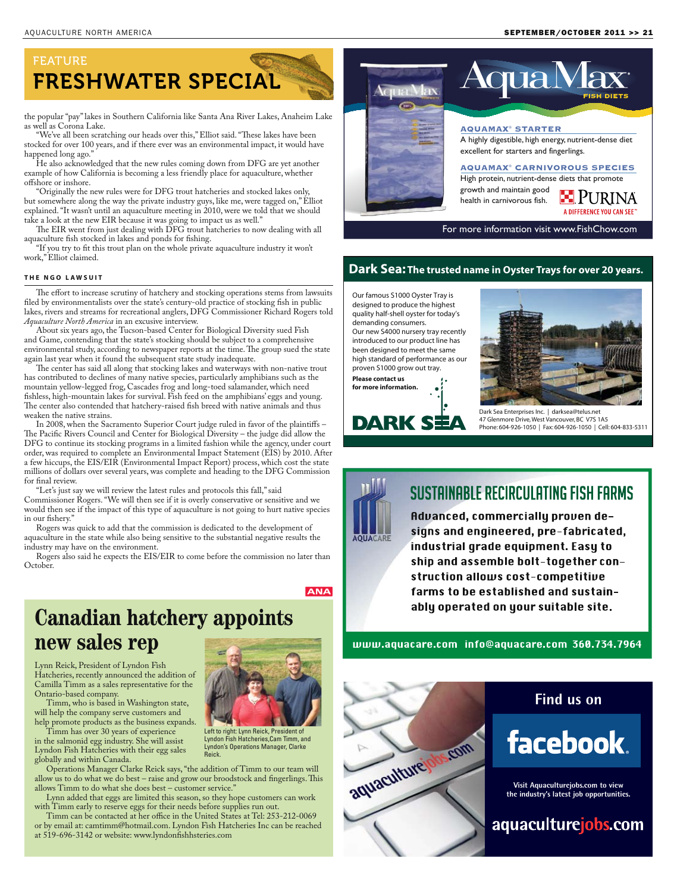## FEATURE
# FRESHWATER SPECIAL

the popular "pay" lakes in Southern California like Santa Ana River Lakes, Anaheim Lake as well as Corona Lake.

"We've all been scratching our heads over this," Elliot said. "These lakes have been stocked for over 100 years, and if there ever was an environmental impact, it would have happened long ago."

He also acknowledged that the new rules coming down from DFG are yet another example of how California is becoming a less friendly place for aquaculture, whether offshore or inshore.

"Originally the new rules were for DFG trout hatcheries and stocked lakes only, but somewhere along the way the private industry guys, like me, were tagged on," Elliot explained. "It wasn't until an aquaculture meeting in 2010, were we told that we should take a look at the new EIR because it was going to impact us as well."

The EIR went from just dealing with DFG trout hatcheries to now dealing with all aquaculture fish stocked in lakes and ponds for fishing.

"If you try to fit this trout plan on the whole private aquaculture industry it won't work," Elliot claimed.

### THE NGO LAWSUIT

The effort to increase scrutiny of hatchery and stocking operations stems from lawsuits filed by environmentalists over the state's century-old practice of stocking fish in public lakes, rivers and streams for recreational anglers, DFG Commissioner Richard Rogers told *Aquaculture North America* in an excusive interview.

About six years ago, the Tucson-based Center for Biological Diversity sued Fish and Game, contending that the state's stocking should be subject to a comprehensive environmental study, according to newspaper reports at the time. The group sued the state again last year when it found the subsequent state study inadequate.

The center has said all along that stocking lakes and waterways with non-native trout has contributed to declines of many native species, particularly amphibians such as the mountain yellow-legged frog, Cascades frog and long-toed salamander, which need fishless, high-mountain lakes for survival. Fish feed on the amphibians' eggs and young. The center also contended that hatchery-raised fish breed with native animals and thus weaken the native strains.

In 2008, when the Sacramento Superior Court judge ruled in favor of the plaintiffs – The Pacific Rivers Council and Center for Biological Diversity – the judge did allow the DFG to continue its stocking programs in a limited fashion while the agency, under court order, was required to complete an Environmental Impact Statement (EIS) by 2010. After a few hiccups, the EIS/EIR (Environmental Impact Report) process, which cost the state millions of dollars over several years, was complete and heading to the DFG Commission for final review.

"Let's just say we will review the latest rules and protocols this fall," said Commissioner Rogers. "We will then see if it is overly conservative or sensitive and we would then see if the impact of this type of aquaculture is not going to hurt native species in our fishery."

Rogers was quick to add that the commission is dedicated to the development of aquaculture in the state while also being sensitive to the substantial negative results the industry may have on the environment.

Rogers also said he expects the EIS/EIR to come before the commission no later than October.

ANA

## Canadian hatchery appoints new sales rep

Lynn Reick, President of Lyndon Fish Hatcheries, recently announced the addition of Camilla Timm as a sales representative for the Ontario-based company.

Timm, who is based in Washington state, will help the company serve customers and help promote products as the business expands.

Timm has over 30 years of experience in the salmonid egg industry. She will assist Lyndon Fish Hatcheries with their egg sales globally and within Canada.

Left to right: Lynn Reick, President of Lyndon Fish Hatcheries,Cam Timm, and Lyndon's Operations Manager, Clarke Reick.

Operations Manager Clarke Reick says, "the addition of Timm to our team will allow us to do what we do best – raise and grow our broodstock and fingerlings. This allows Timm to do what she does best – customer service."

Lynn added that eggs are limited this season, so they hope customers can work with Timm early to reserve eggs for their needs before supplies run out.

Timm can be contacted at her office in the United States at Tel: 253-212-0069 or by email at: camtimm@hotmail.com. Lyndon Fish Hatcheries Inc can be reached at 519-696-3142 or website: www.lyndonfishhsteries.com

---

**AquaMax® FISH DIETS**

**AQUAMAX® STARTER**
A highly digestible, high energy, nutrient-dense diet excellent for starters and fingerlings.

**AQUAMAX® CARNIVOROUS SPECIES**
High protein, nutrient-dense diets that promote growth and maintain good health in carnivorous fish.

PURINA — A DIFFERENCE YOU CAN SEE™

For more information visit www.FishChow.com

---

**Dark Sea: The trusted name in Oyster Trays for over 20 years.**

Our famous S1000 Oyster Tray is designed to produce the highest quality half-shell oyster for today's demanding consumers.
Our new S4000 nursery tray recently introduced to our product line has been designed to meet the same high standard of performance as our proven S1000 grow out tray.

**Please contact us for more information.**

DARK SEA

Dark Sea Enterprises Inc. | darksea@telus.net
47 Glenmore Drive, West Vancouver, BC V7S 1A5
Phone: 604-926-1050 | Fax: 604-926-1050 | Cell: 604-833-5311

---

**SUSTAINABLE RECIRCULATING FISH FARMS**

**Advanced, commercially proven designs and engineered, pre-fabricated, industrial grade equipment. Easy to ship and assemble bolt-together construction allows cost-competitive farms to be established and sustainably operated on your suitable site.**

AQUACARE

www.aquacare.com info@aquacare.com 360.734.7964

---

Find us on facebook

Visit Aquaculturejobs.com to view the industry's latest job opportunities.

aquaculturejobs.com